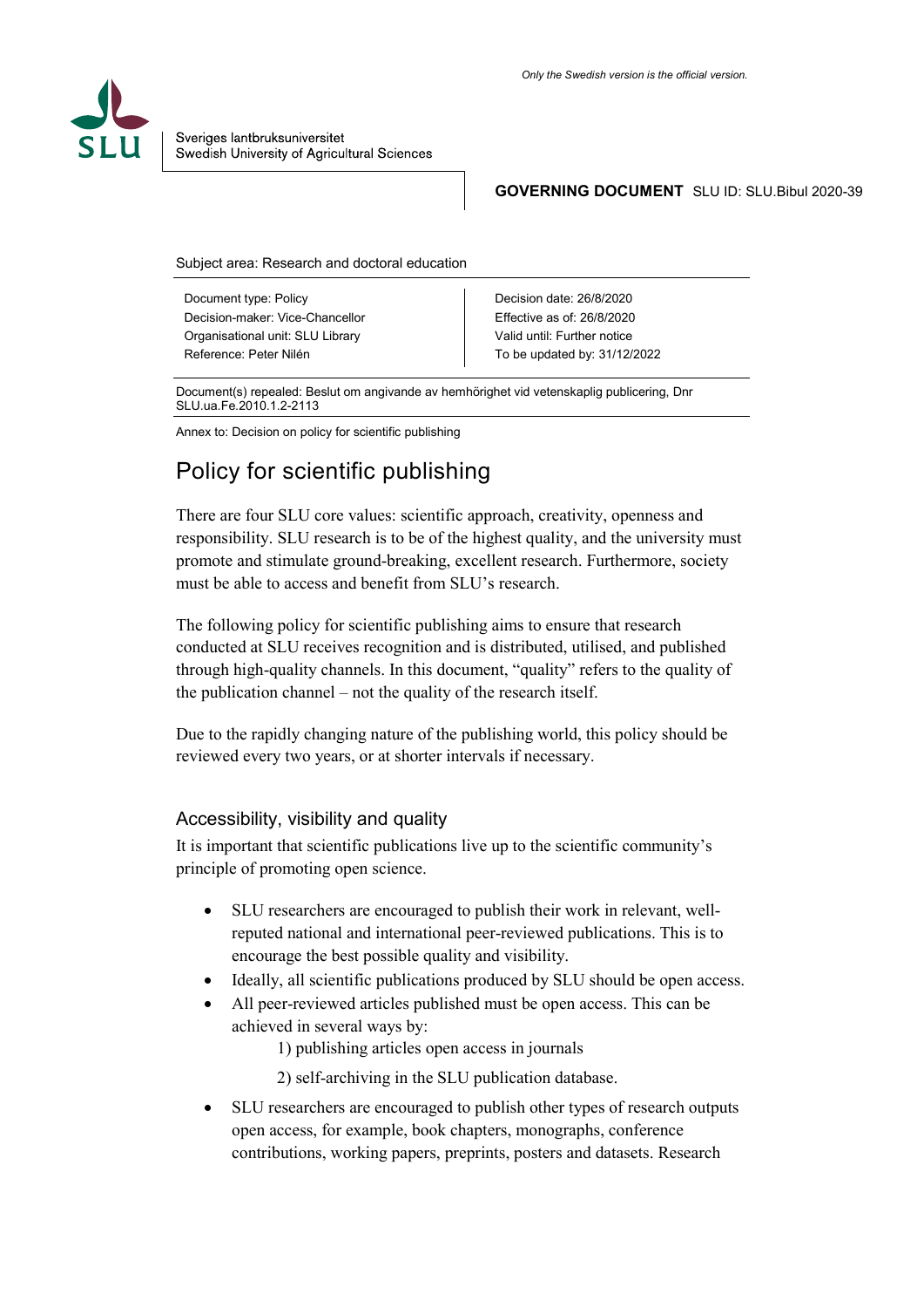*Only the Swedish version is the official version.*

Sveriges lantbruksuniversitet
Swedish University of Agricultural Sciences

**GOVERNING DOCUMENT** SLU ID: SLU.Bibul 2020-39

Subject area: Research and doctoral education

| | |
|---|---|
| Document type: Policy | Decision date: 26/8/2020 |
| Decision-maker: Vice-Chancellor | Effective as of: 26/8/2020 |
| Organisational unit: SLU Library | Valid until: Further notice |
| Reference: Peter Nilén | To be updated by: 31/12/2022 |

Document(s) repealed: Beslut om angivande av hemhörighet vid vetenskaplig publicering, Dnr SLU.ua.Fe.2010.1.2-2113

Annex to: Decision on policy for scientific publishing

# Policy for scientific publishing

There are four SLU core values: scientific approach, creativity, openness and responsibility. SLU research is to be of the highest quality, and the university must promote and stimulate ground-breaking, excellent research. Furthermore, society must be able to access and benefit from SLU's research.

The following policy for scientific publishing aims to ensure that research conducted at SLU receives recognition and is distributed, utilised, and published through high-quality channels. In this document, "quality" refers to the quality of the publication channel – not the quality of the research itself.

Due to the rapidly changing nature of the publishing world, this policy should be reviewed every two years, or at shorter intervals if necessary.

## Accessibility, visibility and quality

It is important that scientific publications live up to the scientific community's principle of promoting open science.

- SLU researchers are encouraged to publish their work in relevant, well-reputed national and international peer-reviewed publications. This is to encourage the best possible quality and visibility.
- Ideally, all scientific publications produced by SLU should be open access.
- All peer-reviewed articles published must be open access. This can be achieved in several ways by:
  1) publishing articles open access in journals
  2) self-archiving in the SLU publication database.
- SLU researchers are encouraged to publish other types of research outputs open access, for example, book chapters, monographs, conference contributions, working papers, preprints, posters and datasets. Research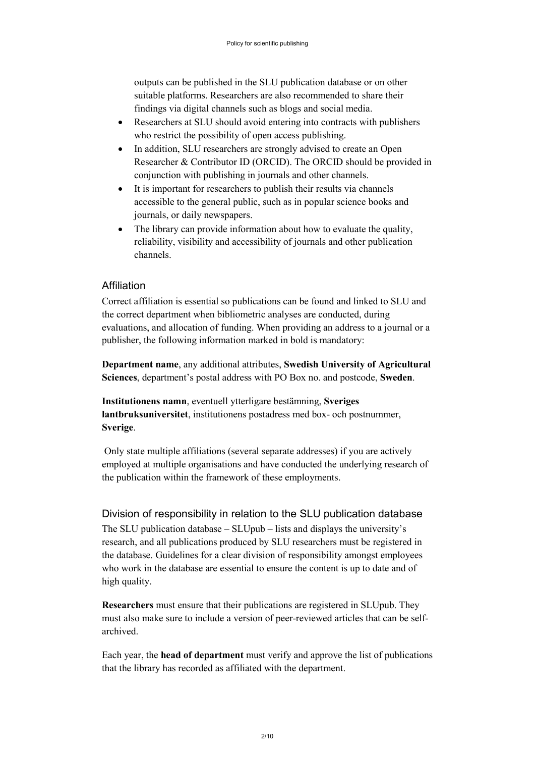outputs can be published in the SLU publication database or on other suitable platforms. Researchers are also recommended to share their findings via digital channels such as blogs and social media.

- Researchers at SLU should avoid entering into contracts with publishers who restrict the possibility of open access publishing.
- In addition, SLU researchers are strongly advised to create an Open Researcher & Contributor ID (ORCID). The ORCID should be provided in conjunction with publishing in journals and other channels.
- It is important for researchers to publish their results via channels accessible to the general public, such as in popular science books and journals, or daily newspapers.
- The library can provide information about how to evaluate the quality, reliability, visibility and accessibility of journals and other publication channels.

## Affiliation

Correct affiliation is essential so publications can be found and linked to SLU and the correct department when bibliometric analyses are conducted, during evaluations, and allocation of funding. When providing an address to a journal or a publisher, the following information marked in bold is mandatory:

**Department name**, any additional attributes, **Swedish University of Agricultural Sciences**, department's postal address with PO Box no. and postcode, **Sweden**.

**Institutionens namn**, eventuell ytterligare bestämning, **Sveriges lantbruksuniversitet**, institutionens postadress med box- och postnummer, **Sverige**.

Only state multiple affiliations (several separate addresses) if you are actively employed at multiple organisations and have conducted the underlying research of the publication within the framework of these employments.

## Division of responsibility in relation to the SLU publication database

The SLU publication database – SLUpub – lists and displays the university's research, and all publications produced by SLU researchers must be registered in the database. Guidelines for a clear division of responsibility amongst employees who work in the database are essential to ensure the content is up to date and of high quality.

**Researchers** must ensure that their publications are registered in SLUpub. They must also make sure to include a version of peer-reviewed articles that can be self-archived.

Each year, the **head of department** must verify and approve the list of publications that the library has recorded as affiliated with the department.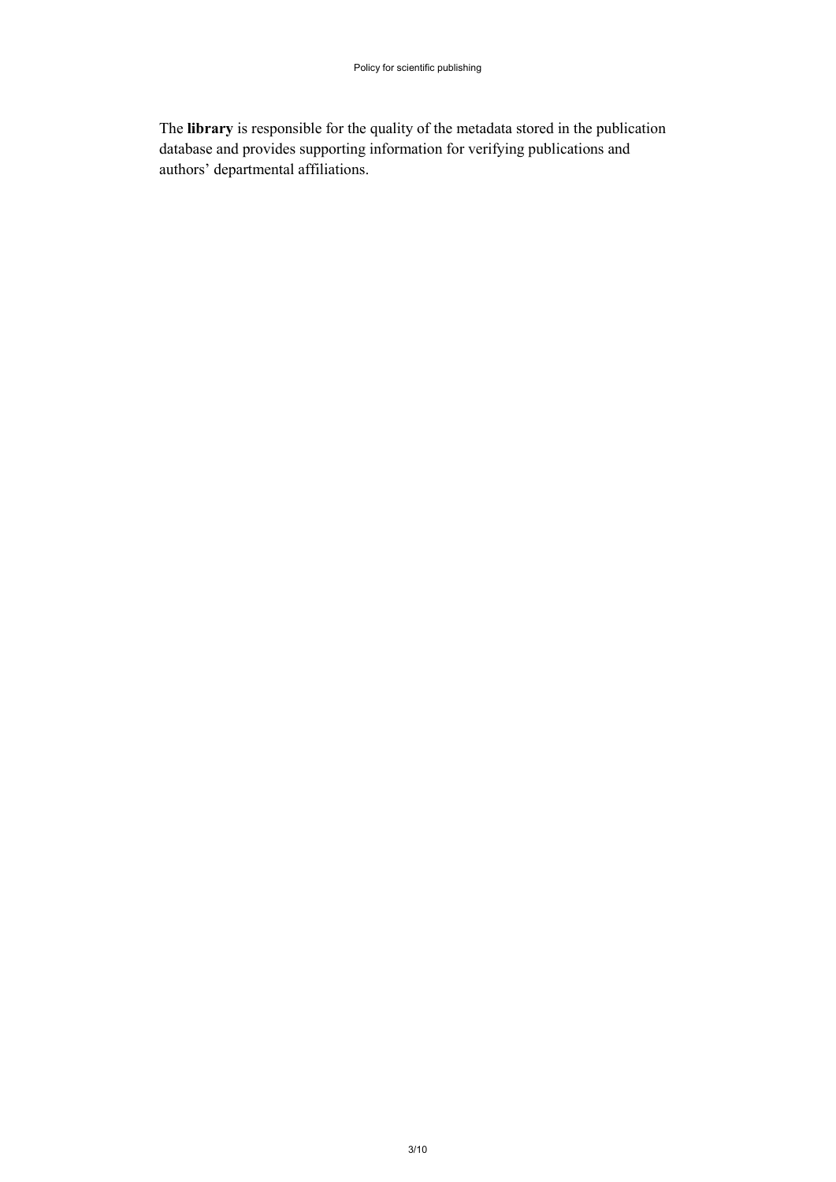The **library** is responsible for the quality of the metadata stored in the publication database and provides supporting information for verifying publications and authors' departmental affiliations.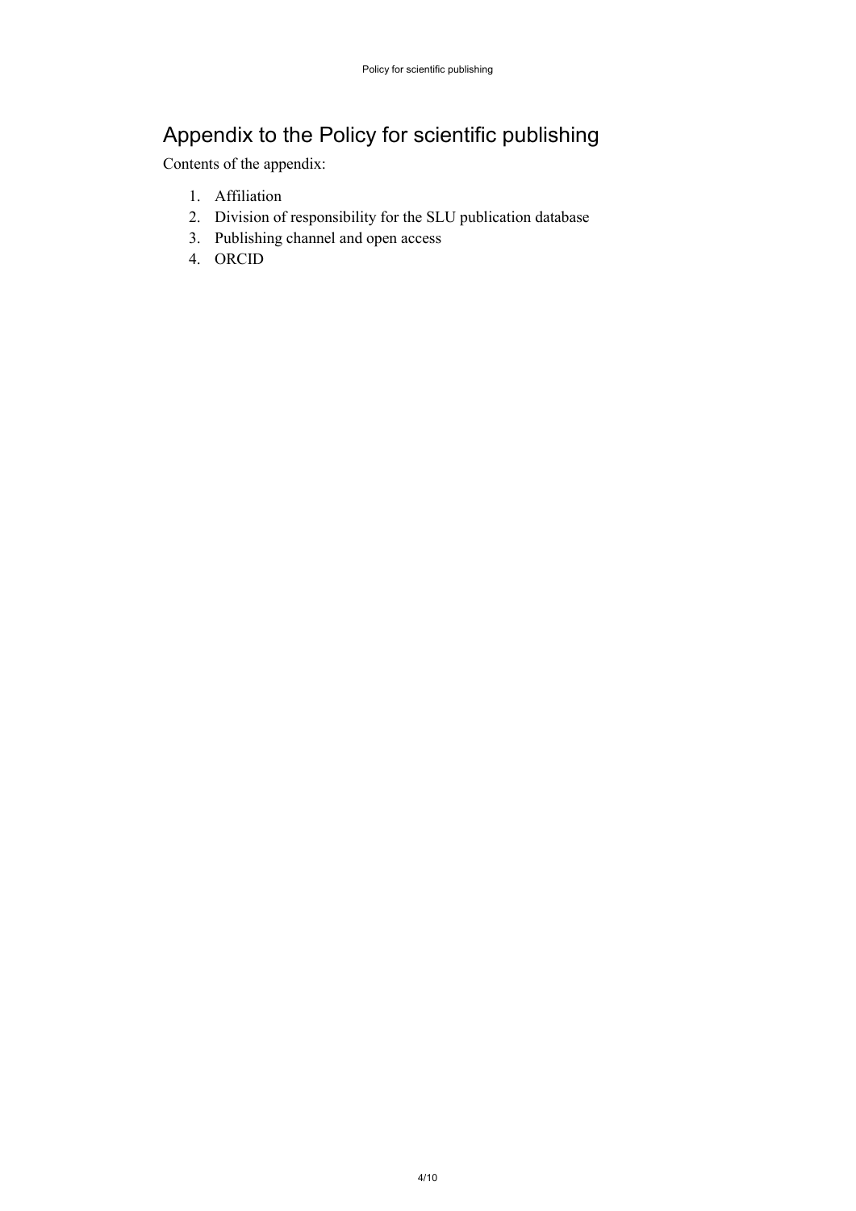# Appendix to the Policy for scientific publishing

Contents of the appendix:

1. Affiliation
2. Division of responsibility for the SLU publication database
3. Publishing channel and open access
4. ORCID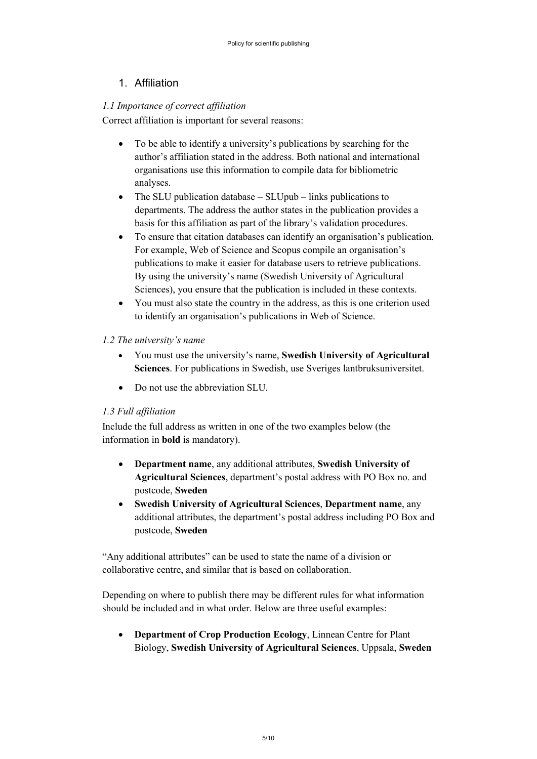## 1. Affiliation

### *1.1 Importance of correct affiliation*

Correct affiliation is important for several reasons:

- To be able to identify a university's publications by searching for the author's affiliation stated in the address. Both national and international organisations use this information to compile data for bibliometric analyses.
- The SLU publication database – SLUpub – links publications to departments. The address the author states in the publication provides a basis for this affiliation as part of the library's validation procedures.
- To ensure that citation databases can identify an organisation's publication. For example, Web of Science and Scopus compile an organisation's publications to make it easier for database users to retrieve publications. By using the university's name (Swedish University of Agricultural Sciences), you ensure that the publication is included in these contexts.
- You must also state the country in the address, as this is one criterion used to identify an organisation's publications in Web of Science.

### *1.2 The university's name*

- You must use the university's name, **Swedish University of Agricultural Sciences**. For publications in Swedish, use Sveriges lantbruksuniversitet.
- Do not use the abbreviation SLU.

### *1.3 Full affiliation*

Include the full address as written in one of the two examples below (the information in **bold** is mandatory).

- **Department name**, any additional attributes, **Swedish University of Agricultural Sciences**, department's postal address with PO Box no. and postcode, **Sweden**
- **Swedish University of Agricultural Sciences**, **Department name**, any additional attributes, the department's postal address including PO Box and postcode, **Sweden**

"Any additional attributes" can be used to state the name of a division or collaborative centre, and similar that is based on collaboration.

Depending on where to publish there may be different rules for what information should be included and in what order. Below are three useful examples:

- **Department of Crop Production Ecology**, Linnean Centre for Plant Biology, **Swedish University of Agricultural Sciences**, Uppsala, **Sweden**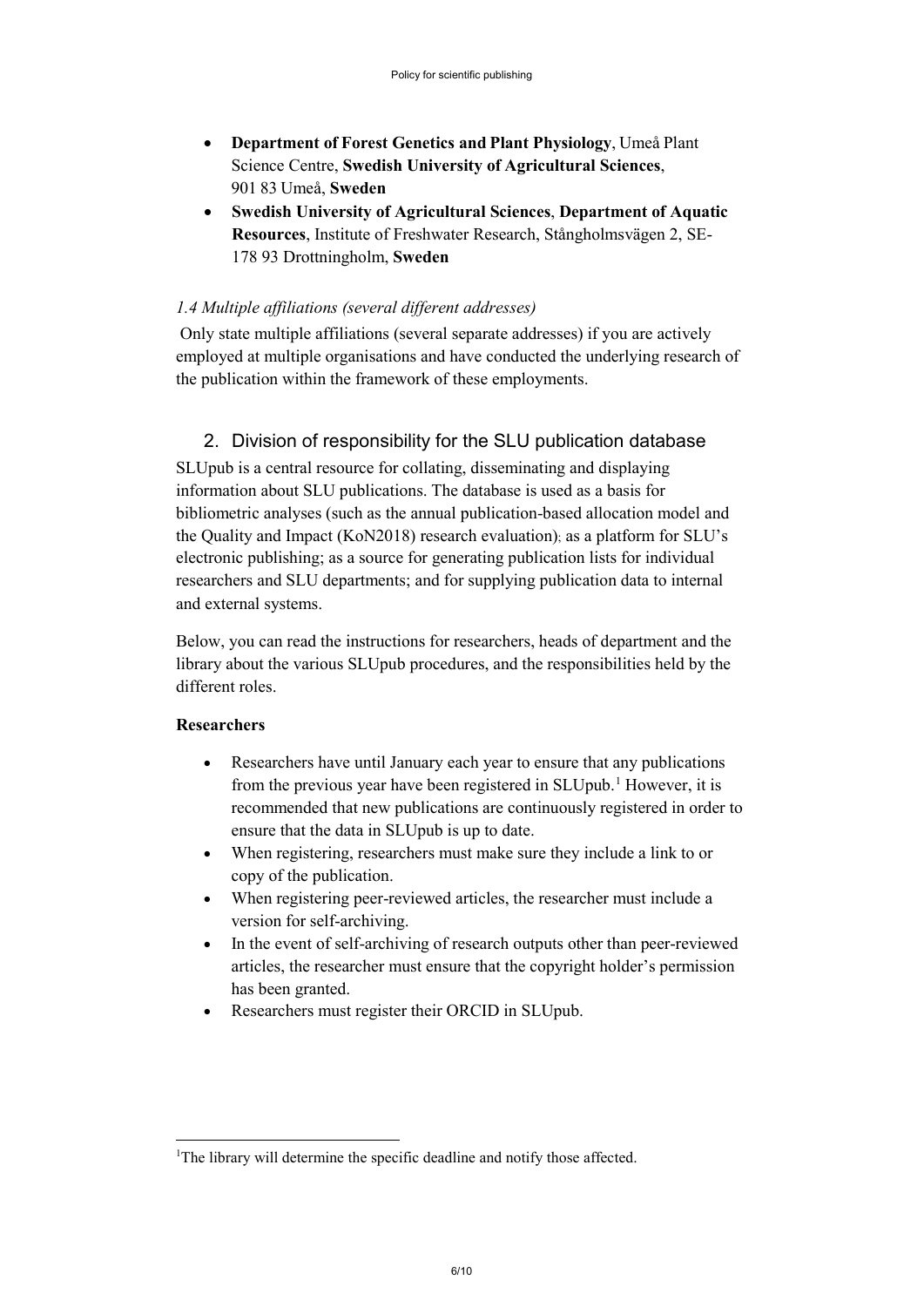- **Department of Forest Genetics and Plant Physiology**, Umeå Plant Science Centre, **Swedish University of Agricultural Sciences**, 901 83 Umeå, **Sweden**
- **Swedish University of Agricultural Sciences**, **Department of Aquatic Resources**, Institute of Freshwater Research, Stångholmsvägen 2, SE-178 93 Drottningholm, **Sweden**

*1.4 Multiple affiliations (several different addresses)*

Only state multiple affiliations (several separate addresses) if you are actively employed at multiple organisations and have conducted the underlying research of the publication within the framework of these employments.

## 2. Division of responsibility for the SLU publication database

SLUpub is a central resource for collating, disseminating and displaying information about SLU publications. The database is used as a basis for bibliometric analyses (such as the annual publication-based allocation model and the Quality and Impact (KoN2018) research evaluation); as a platform for SLU's electronic publishing; as a source for generating publication lists for individual researchers and SLU departments; and for supplying publication data to internal and external systems.

Below, you can read the instructions for researchers, heads of department and the library about the various SLUpub procedures, and the responsibilities held by the different roles.

**Researchers**

- Researchers have until January each year to ensure that any publications from the previous year have been registered in SLUpub.[1] However, it is recommended that new publications are continuously registered in order to ensure that the data in SLUpub is up to date.
- When registering, researchers must make sure they include a link to or copy of the publication.
- When registering peer-reviewed articles, the researcher must include a version for self-archiving.
- In the event of self-archiving of research outputs other than peer-reviewed articles, the researcher must ensure that the copyright holder's permission has been granted.
- Researchers must register their ORCID in SLUpub.

[1] The library will determine the specific deadline and notify those affected.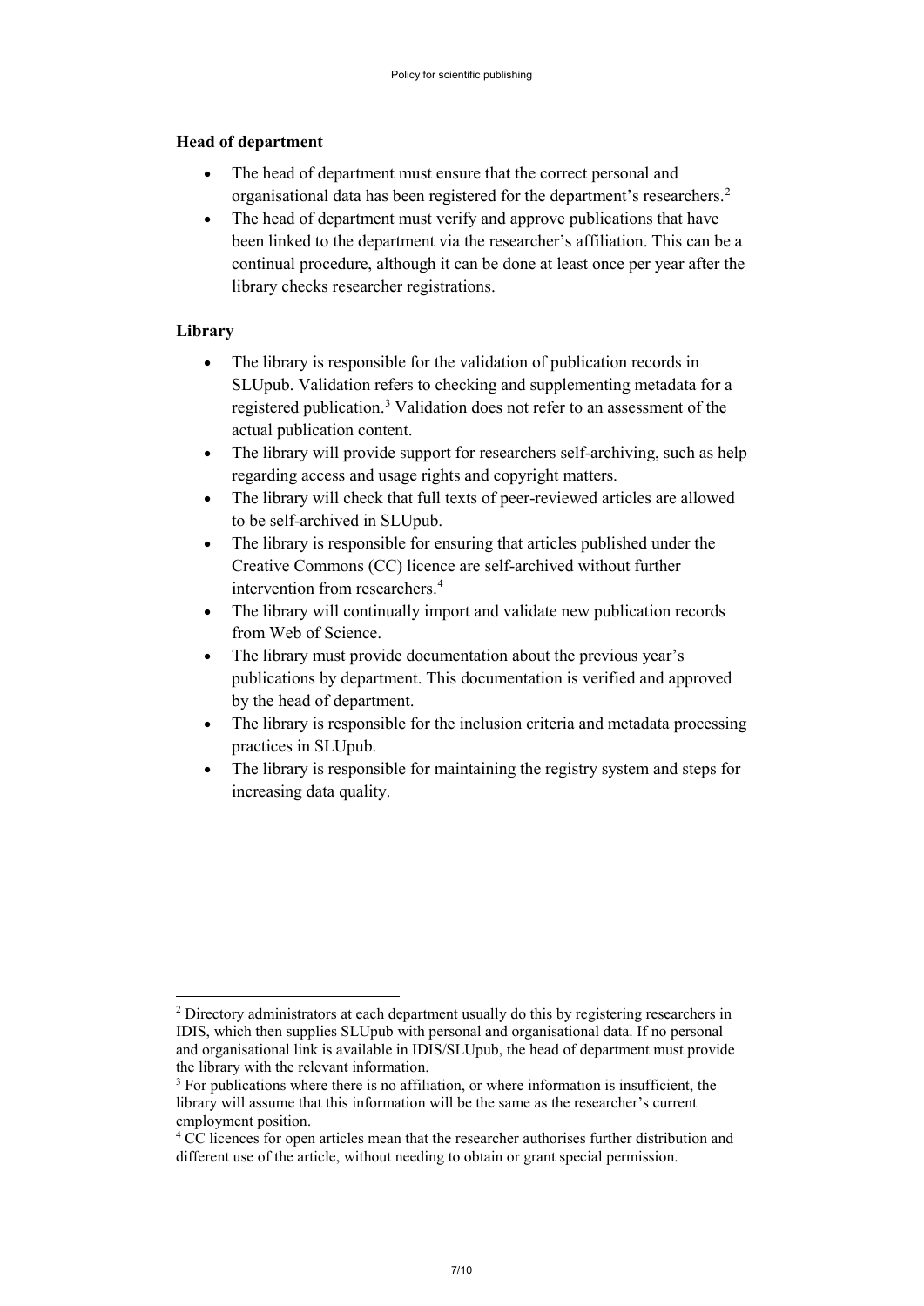**Head of department**

- The head of department must ensure that the correct personal and organisational data has been registered for the department's researchers.[2]
- The head of department must verify and approve publications that have been linked to the department via the researcher's affiliation. This can be a continual procedure, although it can be done at least once per year after the library checks researcher registrations.

**Library**

- The library is responsible for the validation of publication records in SLUpub. Validation refers to checking and supplementing metadata for a registered publication.[3] Validation does not refer to an assessment of the actual publication content.
- The library will provide support for researchers self-archiving, such as help regarding access and usage rights and copyright matters.
- The library will check that full texts of peer-reviewed articles are allowed to be self-archived in SLUpub.
- The library is responsible for ensuring that articles published under the Creative Commons (CC) licence are self-archived without further intervention from researchers.[4]
- The library will continually import and validate new publication records from Web of Science.
- The library must provide documentation about the previous year's publications by department. This documentation is verified and approved by the head of department.
- The library is responsible for the inclusion criteria and metadata processing practices in SLUpub.
- The library is responsible for maintaining the registry system and steps for increasing data quality.

---

[2] Directory administrators at each department usually do this by registering researchers in IDIS, which then supplies SLUpub with personal and organisational data. If no personal and organisational link is available in IDIS/SLUpub, the head of department must provide the library with the relevant information.

[3] For publications where there is no affiliation, or where information is insufficient, the library will assume that this information will be the same as the researcher's current employment position.

[4] CC licences for open articles mean that the researcher authorises further distribution and different use of the article, without needing to obtain or grant special permission.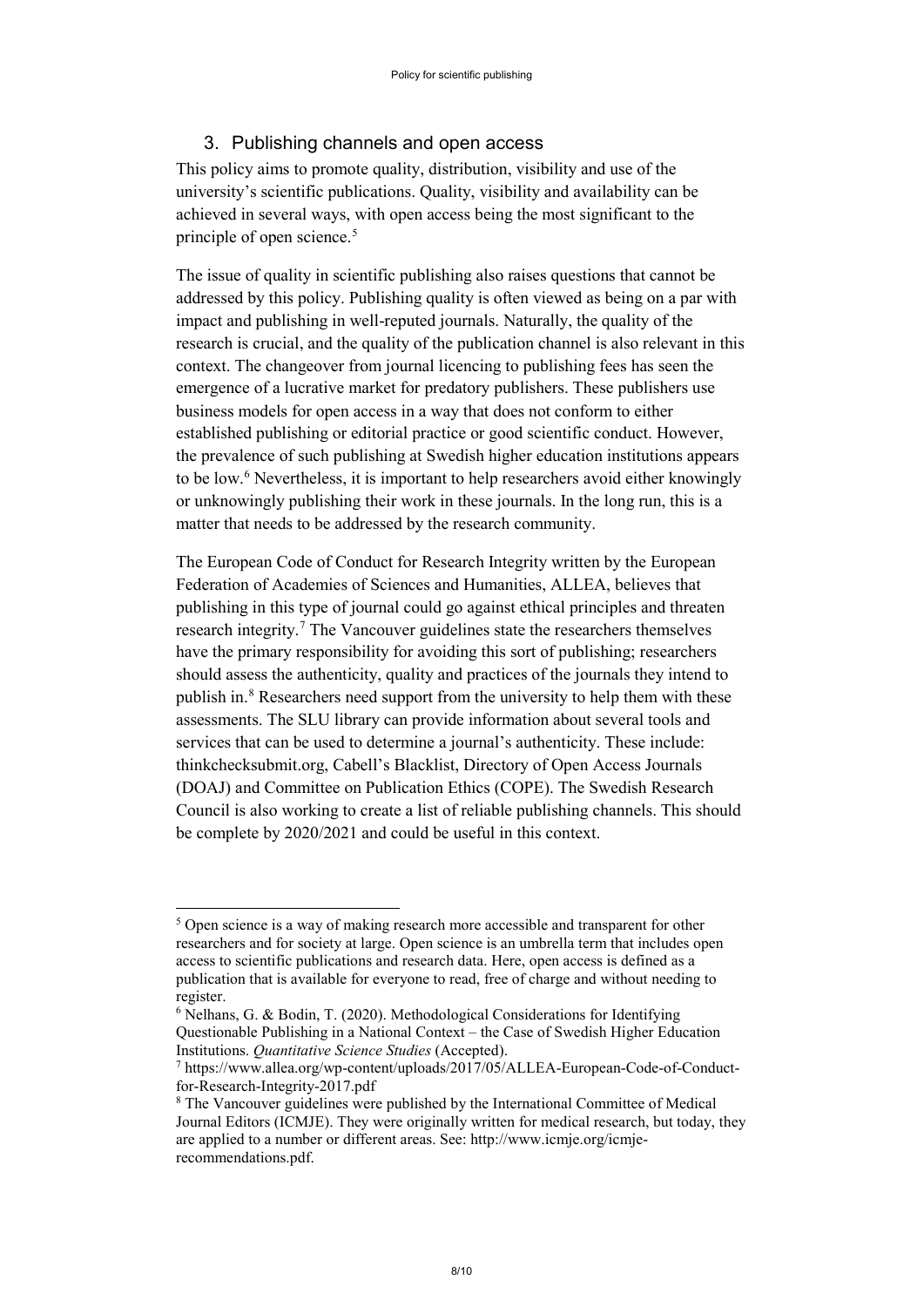## 3. Publishing channels and open access

This policy aims to promote quality, distribution, visibility and use of the university's scientific publications. Quality, visibility and availability can be achieved in several ways, with open access being the most significant to the principle of open science.[5]

The issue of quality in scientific publishing also raises questions that cannot be addressed by this policy. Publishing quality is often viewed as being on a par with impact and publishing in well-reputed journals. Naturally, the quality of the research is crucial, and the quality of the publication channel is also relevant in this context. The changeover from journal licencing to publishing fees has seen the emergence of a lucrative market for predatory publishers. These publishers use business models for open access in a way that does not conform to either established publishing or editorial practice or good scientific conduct. However, the prevalence of such publishing at Swedish higher education institutions appears to be low.[6] Nevertheless, it is important to help researchers avoid either knowingly or unknowingly publishing their work in these journals. In the long run, this is a matter that needs to be addressed by the research community.

The European Code of Conduct for Research Integrity written by the European Federation of Academies of Sciences and Humanities, ALLEA, believes that publishing in this type of journal could go against ethical principles and threaten research integrity.[7] The Vancouver guidelines state the researchers themselves have the primary responsibility for avoiding this sort of publishing; researchers should assess the authenticity, quality and practices of the journals they intend to publish in.[8] Researchers need support from the university to help them with these assessments. The SLU library can provide information about several tools and services that can be used to determine a journal's authenticity. These include: thinkchecksubmit.org, Cabell's Blacklist, Directory of Open Access Journals (DOAJ) and Committee on Publication Ethics (COPE). The Swedish Research Council is also working to create a list of reliable publishing channels. This should be complete by 2020/2021 and could be useful in this context.

---

[5] Open science is a way of making research more accessible and transparent for other researchers and for society at large. Open science is an umbrella term that includes open access to scientific publications and research data. Here, open access is defined as a publication that is available for everyone to read, free of charge and without needing to register.

[6] Nelhans, G. & Bodin, T. (2020). Methodological Considerations for Identifying Questionable Publishing in a National Context – the Case of Swedish Higher Education Institutions. *Quantitative Science Studies* (Accepted).

[7] https://www.allea.org/wp-content/uploads/2017/05/ALLEA-European-Code-of-Conduct-for-Research-Integrity-2017.pdf

[8] The Vancouver guidelines were published by the International Committee of Medical Journal Editors (ICMJE). They were originally written for medical research, but today, they are applied to a number or different areas. See: http://www.icmje.org/icmje-recommendations.pdf.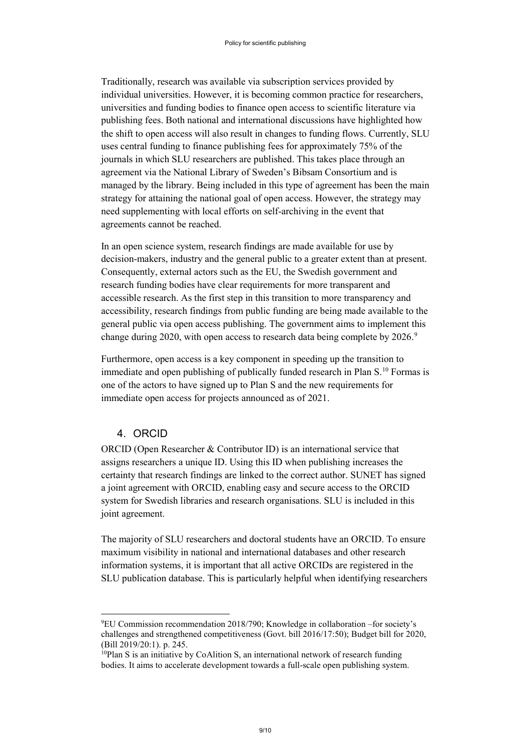Traditionally, research was available via subscription services provided by individual universities. However, it is becoming common practice for researchers, universities and funding bodies to finance open access to scientific literature via publishing fees. Both national and international discussions have highlighted how the shift to open access will also result in changes to funding flows. Currently, SLU uses central funding to finance publishing fees for approximately 75% of the journals in which SLU researchers are published. This takes place through an agreement via the National Library of Sweden's Bibsam Consortium and is managed by the library. Being included in this type of agreement has been the main strategy for attaining the national goal of open access. However, the strategy may need supplementing with local efforts on self-archiving in the event that agreements cannot be reached.

In an open science system, research findings are made available for use by decision-makers, industry and the general public to a greater extent than at present. Consequently, external actors such as the EU, the Swedish government and research funding bodies have clear requirements for more transparent and accessible research. As the first step in this transition to more transparency and accessibility, research findings from public funding are being made available to the general public via open access publishing. The government aims to implement this change during 2020, with open access to research data being complete by 2026.[9]

Furthermore, open access is a key component in speeding up the transition to immediate and open publishing of publically funded research in Plan S.[10] Formas is one of the actors to have signed up to Plan S and the new requirements for immediate open access for projects announced as of 2021.

## 4. ORCID

ORCID (Open Researcher & Contributor ID) is an international service that assigns researchers a unique ID. Using this ID when publishing increases the certainty that research findings are linked to the correct author. SUNET has signed a joint agreement with ORCID, enabling easy and secure access to the ORCID system for Swedish libraries and research organisations. SLU is included in this joint agreement.

The majority of SLU researchers and doctoral students have an ORCID. To ensure maximum visibility in national and international databases and other research information systems, it is important that all active ORCIDs are registered in the SLU publication database. This is particularly helpful when identifying researchers

---

[9] EU Commission recommendation 2018/790; Knowledge in collaboration –for society's challenges and strengthened competitiveness (Govt. bill 2016/17:50); Budget bill for 2020, (Bill 2019/20:1). p. 245.

[10] Plan S is an initiative by CoAlition S, an international network of research funding bodies. It aims to accelerate development towards a full-scale open publishing system.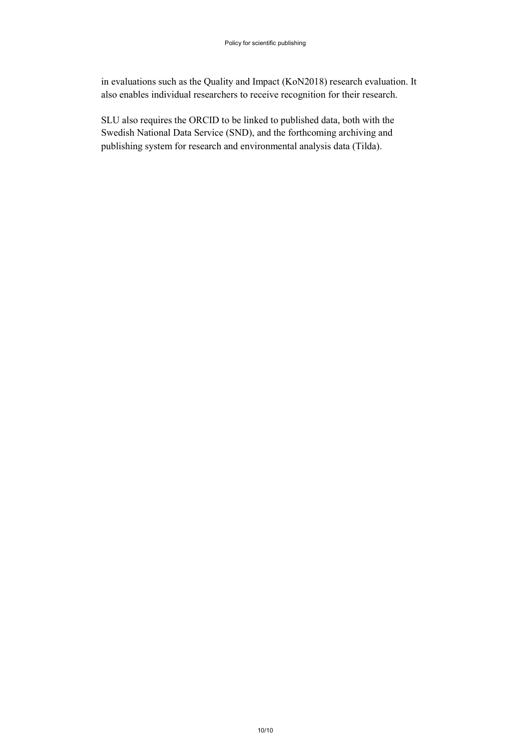in evaluations such as the Quality and Impact (KoN2018) research evaluation. It also enables individual researchers to receive recognition for their research.

SLU also requires the ORCID to be linked to published data, both with the Swedish National Data Service (SND), and the forthcoming archiving and publishing system for research and environmental analysis data (Tilda).